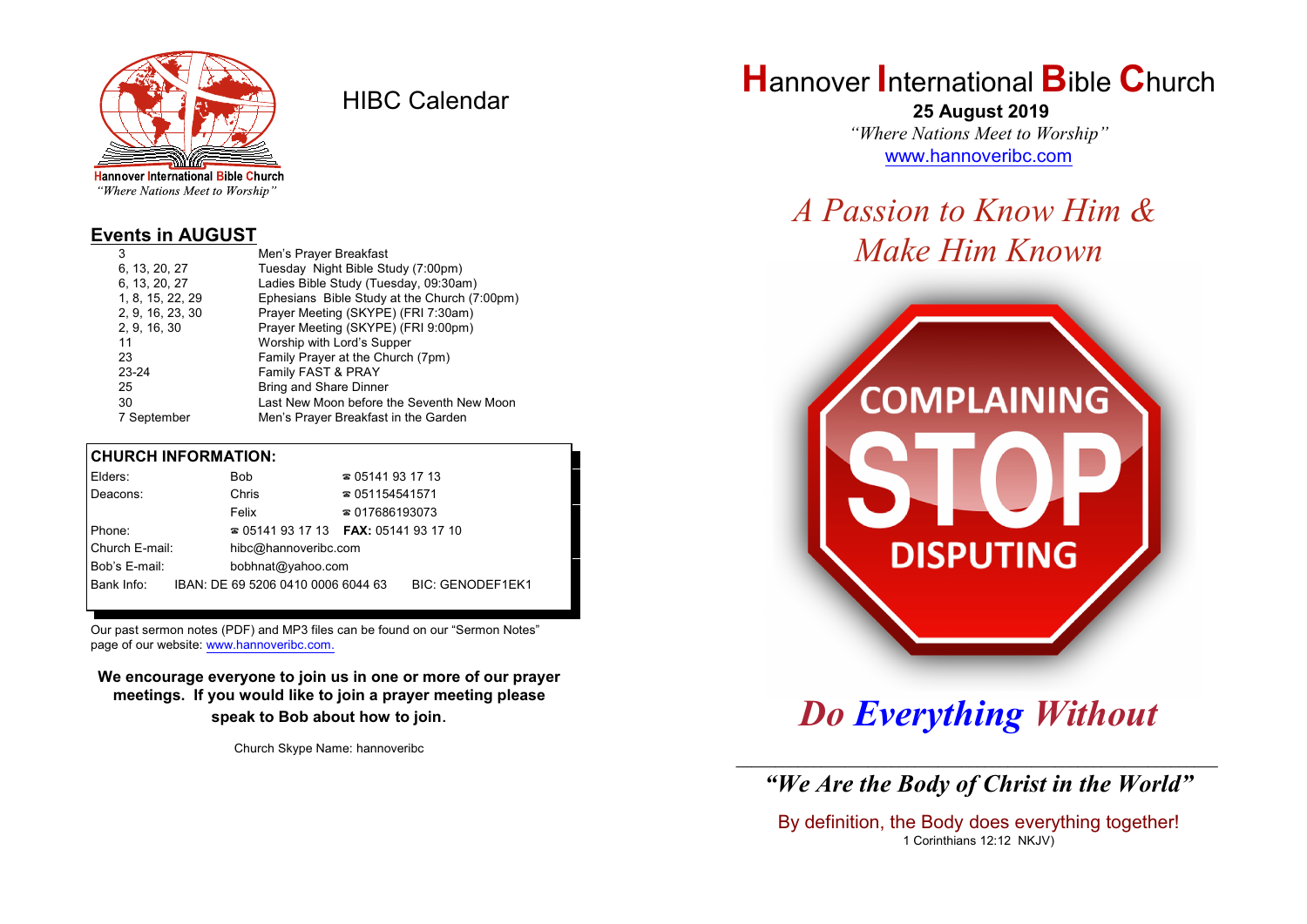Hannover International Bible Church
*"Where Nations Meet to Worship"*

# HIBC Calendar

## Events in AUGUST

| | |
|---|---|
| 3 | Men's Prayer Breakfast |
| 6, 13, 20, 27 | Tuesday Night Bible Study (7:00pm) |
| 6, 13, 20, 27 | Ladies Bible Study (Tuesday, 09:30am) |
| 1, 8, 15, 22, 29 | Ephesians Bible Study at the Church (7:00pm) |
| 2, 9, 16, 23, 30 | Prayer Meeting (SKYPE) (FRI 7:30am) |
| 2, 9, 16, 30 | Prayer Meeting (SKYPE) (FRI 9:00pm) |
| 11 | Worship with Lord's Supper |
| 23 | Family Prayer at the Church (7pm) |
| 23-24 | Family FAST & PRAY |
| 25 | Bring and Share Dinner |
| 30 | Last New Moon before the Seventh New Moon |
| 7 September | Men's Prayer Breakfast in the Garden |

## CHURCH INFORMATION:

| | | |
|---|---|---|
| Elders: | Bob | ☎ 05141 93 17 13 |
| Deacons: | Chris | ☎ 051154541571 |
| | Felix | ☎ 017686193073 |
| Phone: | ☎ 05141 93 17 13 | **FAX:** 05141 93 17 10 |
| Church E-mail: | hibc@hannoveribc.com | |
| Bob's E-mail: | bobhnat@yahoo.com | |
| Bank Info: | IBAN: DE 69 5206 0410 0006 6044 63 | BIC: GENODEF1EK1 |

Our past sermon notes (PDF) and MP3 files can be found on our "Sermon Notes" page of our website: www.hannoveribc.com.

**We encourage everyone to join us in one or more of our prayer meetings. If you would like to join a prayer meeting please speak to Bob about how to join.**

Church Skype Name: hannoveribc

# Hannover International Bible Church

**25 August 2019**

*"Where Nations Meet to Worship"*

www.hannoveribc.com

## *A Passion to Know Him & Make Him Known*

COMPLAINING STOP DISPUTING

## ***Do Everything Without***

---

***"We Are the Body of Christ in the World"***

By definition, the Body does everything together!

1 Corinthians 12:12 NKJV)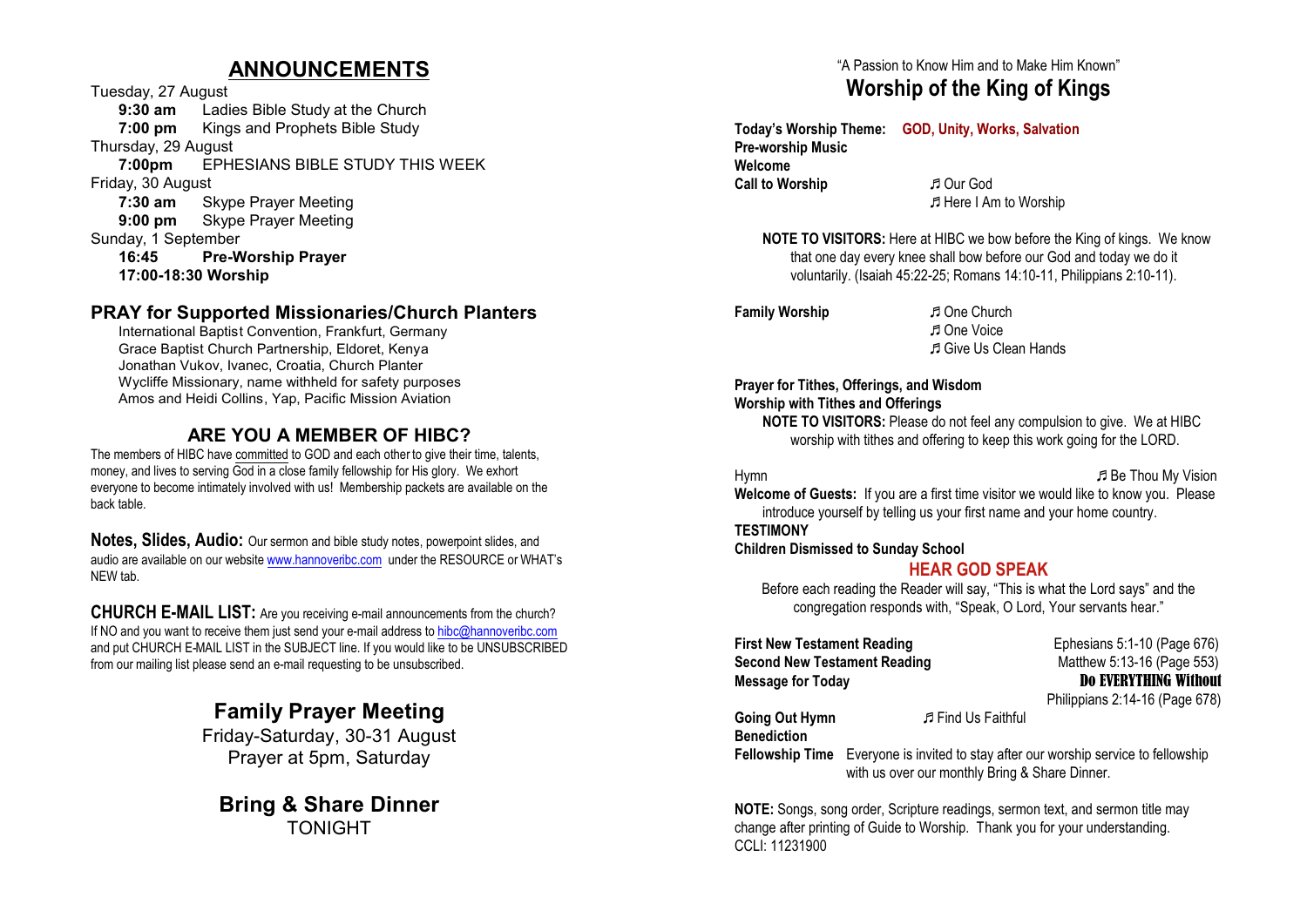## ANNOUNCEMENTS

Tuesday, 27 August

- **9:30 am** Ladies Bible Study at the Church
- **7:00 pm** Kings and Prophets Bible Study

Thursday, 29 August

- **7:00pm** EPHESIANS BIBLE STUDY THIS WEEK

Friday, 30 August

- **7:30 am** Skype Prayer Meeting
- **9:00 pm** Skype Prayer Meeting

Sunday, 1 September

- **16:45 Pre-Worship Prayer**
- **17:00-18:30 Worship**

### PRAY for Supported Missionaries/Church Planters

International Baptist Convention, Frankfurt, Germany
Grace Baptist Church Partnership, Eldoret, Kenya
Jonathan Vukov, Ivanec, Croatia, Church Planter
Wycliffe Missionary, name withheld for safety purposes
Amos and Heidi Collins, Yap, Pacific Mission Aviation

### ARE YOU A MEMBER OF HIBC?

The members of HIBC have committed to GOD and each other to give their time, talents, money, and lives to serving God in a close family fellowship for His glory. We exhort everyone to become intimately involved with us! Membership packets are available on the back table.

**Notes, Slides, Audio:** Our sermon and bible study notes, powerpoint slides, and audio are available on our website www.hannoveribc.com under the RESOURCE or WHAT's NEW tab.

**CHURCH E-MAIL LIST:** Are you receiving e-mail announcements from the church? If NO and you want to receive them just send your e-mail address to hibc@hannoveribc.com and put CHURCH E-MAIL LIST in the SUBJECT line. If you would like to be UNSUBSCRIBED from our mailing list please send an e-mail requesting to be unsubscribed.

### Family Prayer Meeting

Friday-Saturday, 30-31 August
Prayer at 5pm, Saturday

### Bring & Share Dinner

TONIGHT

"A Passion to Know Him and to Make Him Known"

# Worship of the King of Kings

**Today's Worship Theme:** **GOD, Unity, Works, Salvation**

**Pre-worship Music**

**Welcome**

**Call to Worship** ♬ Our God
♬ Here I Am to Worship

**NOTE TO VISITORS:** Here at HIBC we bow before the King of kings. We know that one day every knee shall bow before our God and today we do it voluntarily. (Isaiah 45:22-25; Romans 14:10-11, Philippians 2:10-11).

**Family Worship** ♬ One Church
♬ One Voice
♬ Give Us Clean Hands

**Prayer for Tithes, Offerings, and Wisdom**

**Worship with Tithes and Offerings**

**NOTE TO VISITORS:** Please do not feel any compulsion to give. We at HIBC worship with tithes and offering to keep this work going for the LORD.

Hymn ♬ Be Thou My Vision

**Welcome of Guests:** If you are a first time visitor we would like to know you. Please introduce yourself by telling us your first name and your home country.

**TESTIMONY**

**Children Dismissed to Sunday School**

### HEAR GOD SPEAK

Before each reading the Reader will say, "This is what the Lord says" and the congregation responds with, "Speak, O Lord, Your servants hear."

**First New Testament Reading** Ephesians 5:1-10 (Page 676)

**Second New Testament Reading** Matthew 5:13-16 (Page 553)

**Message for Today** **Do EVERYTHING Without**
Philippians 2:14-16 (Page 678)

**Going Out Hymn** ♬ Find Us Faithful

**Benediction**

**Fellowship Time** Everyone is invited to stay after our worship service to fellowship with us over our monthly Bring & Share Dinner.

**NOTE:** Songs, song order, Scripture readings, sermon text, and sermon title may change after printing of Guide to Worship. Thank you for your understanding.
CCLI: 11231900